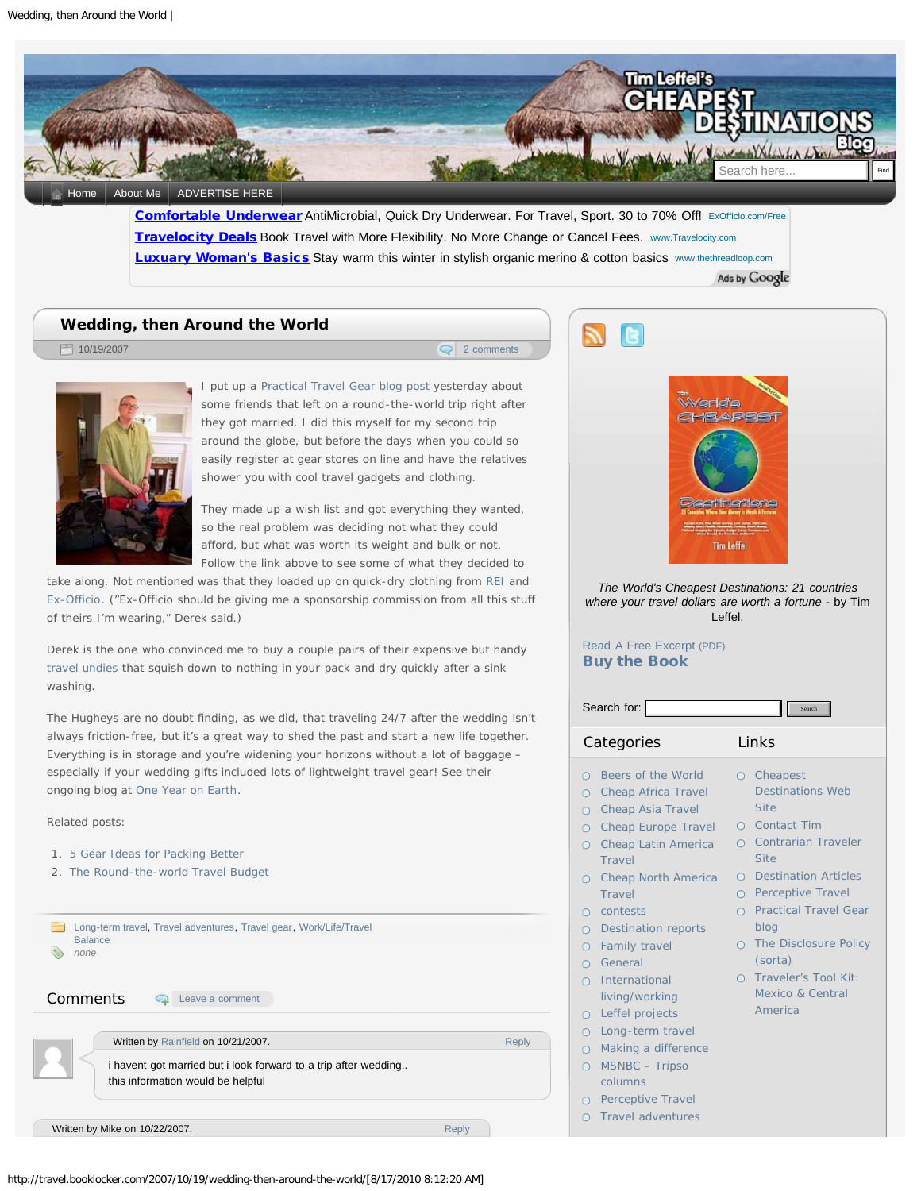Home | About Me | ADVERTISE HERE

**Comfortable Underwear** AntiMicrobial, Quick Dry Underwear. For Travel, Sport. 30 to 70% Off! ExOfficio.com/Free
**Travelocity Deals** Book Travel with More Flexibility. No More Change or Cancel Fees. www.Travelocity.com
**Luxuary Woman's Basics** Stay warm this winter in stylish organic merino & cotton basics www.thethreadloop.com

Ads by Google

# Wedding, then Around the World

10/19/2007 — 2 comments

I put up a Practical Travel Gear blog post yesterday about some friends that left on a round-the-world trip right after they got married. I did this myself for my second trip around the globe, but before the days when you could so easily register at gear stores on line and have the relatives shower you with cool travel gadgets and clothing.

They made up a wish list and got everything they wanted, so the real problem was deciding not what they could afford, but what was worth its weight and bulk or not. Follow the link above to see some of what they decided to take along. Not mentioned was that they loaded up on quick-dry clothing from REI and Ex-Officio. ("Ex-Officio should be giving me a sponsorship commission from all this stuff of theirs I'm wearing," Derek said.)

Derek is the one who convinced me to buy a couple pairs of their expensive but handy travel undies that squish down to nothing in your pack and dry quickly after a sink washing.

The Hugheys are no doubt finding, as we did, that traveling 24/7 after the wedding isn't always friction-free, but it's a great way to shed the past and start a new life together. Everything is in storage and you're widening your horizons without a lot of baggage – especially if your wedding gifts included lots of lightweight travel gear! See their ongoing blog at One Year on Earth.

Related posts:

1. 5 Gear Ideas for Packing Better
2. The Round-the-world Travel Budget

Long-term travel, Travel adventures, Travel gear, Work/Life/Travel Balance
*none*

## Comments

Leave a comment

Written by Rainfield on 10/21/2007. — Reply

i havent got married but i look forward to a trip after wedding..
this information would be helpful

Written by Mike on 10/22/2007. — Reply

---

*The World's Cheapest Destinations: 21 countries where your travel dollars are worth a fortune* - by Tim Leffel.

Read A Free Excerpt (PDF)
**Buy the Book**

Search for: [ ] Search

## Categories

- Beers of the World
- Cheap Africa Travel
- Cheap Asia Travel
- Cheap Europe Travel
- Cheap Latin America Travel
- Cheap North America Travel
- contests
- Destination reports
- Family travel
- General
- International living/working
- Leffel projects
- Long-term travel
- Making a difference
- MSNBC – Tripso columns
- Perceptive Travel
- Travel adventures

## Links

- Cheapest Destinations Web Site
- Contact Tim
- Contrarian Traveler Site
- Destination Articles
- Perceptive Travel
- Practical Travel Gear blog
- The Disclosure Policy (sorta)
- Traveler's Tool Kit: Mexico & Central America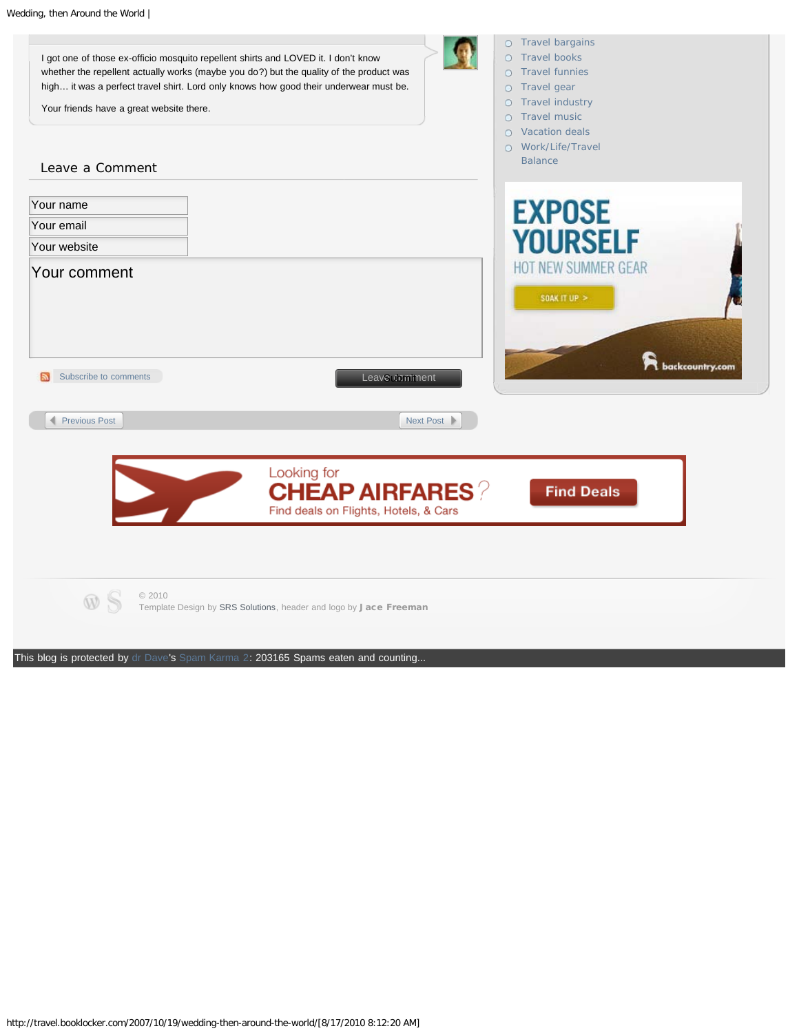I got one of those ex-officio mosquito repellent shirts and LOVED it. I don't know whether the repellent actually works (maybe you do?) but the quality of the product was high… it was a perfect travel shirt. Lord only knows how good their underwear must be.

Your friends have a great website there.

## Leave a Comment

Your name

Your email

Your website

Your comment

Subscribe to comments

Leave a Comment

Previous Post

Next Post

- Travel bargains
- Travel books
- Travel funnies
- Travel gear
- Travel industry
- Travel music
- Vacation deals
- Work/Life/Travel Balance

EXPOSE YOURSELF
HOT NEW SUMMER GEAR
SOAK IT UP >
backcountry.com

Looking for
CHEAP AIRFARES?
Find deals on Flights, Hotels, & Cars
Find Deals

© 2010
Template Design by SRS Solutions, header and logo by Jace Freeman

This blog is protected by dr Dave's Spam Karma 2: 203165 Spams eaten and counting...